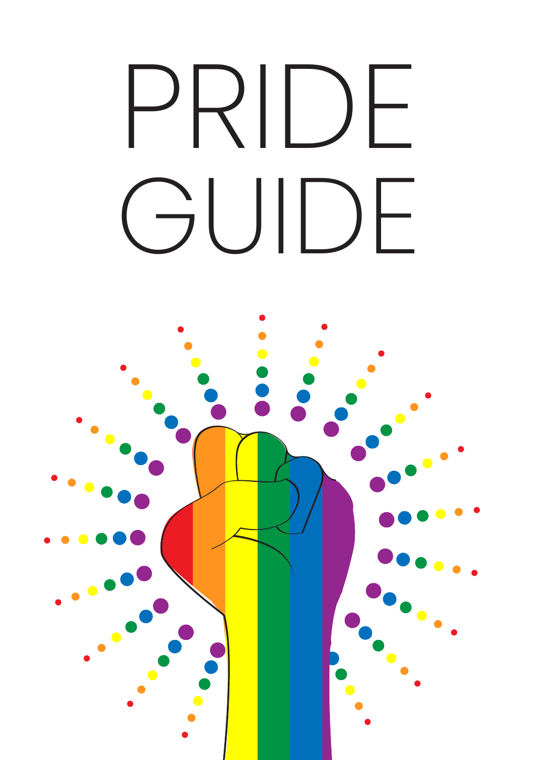# PRIDE GUIDE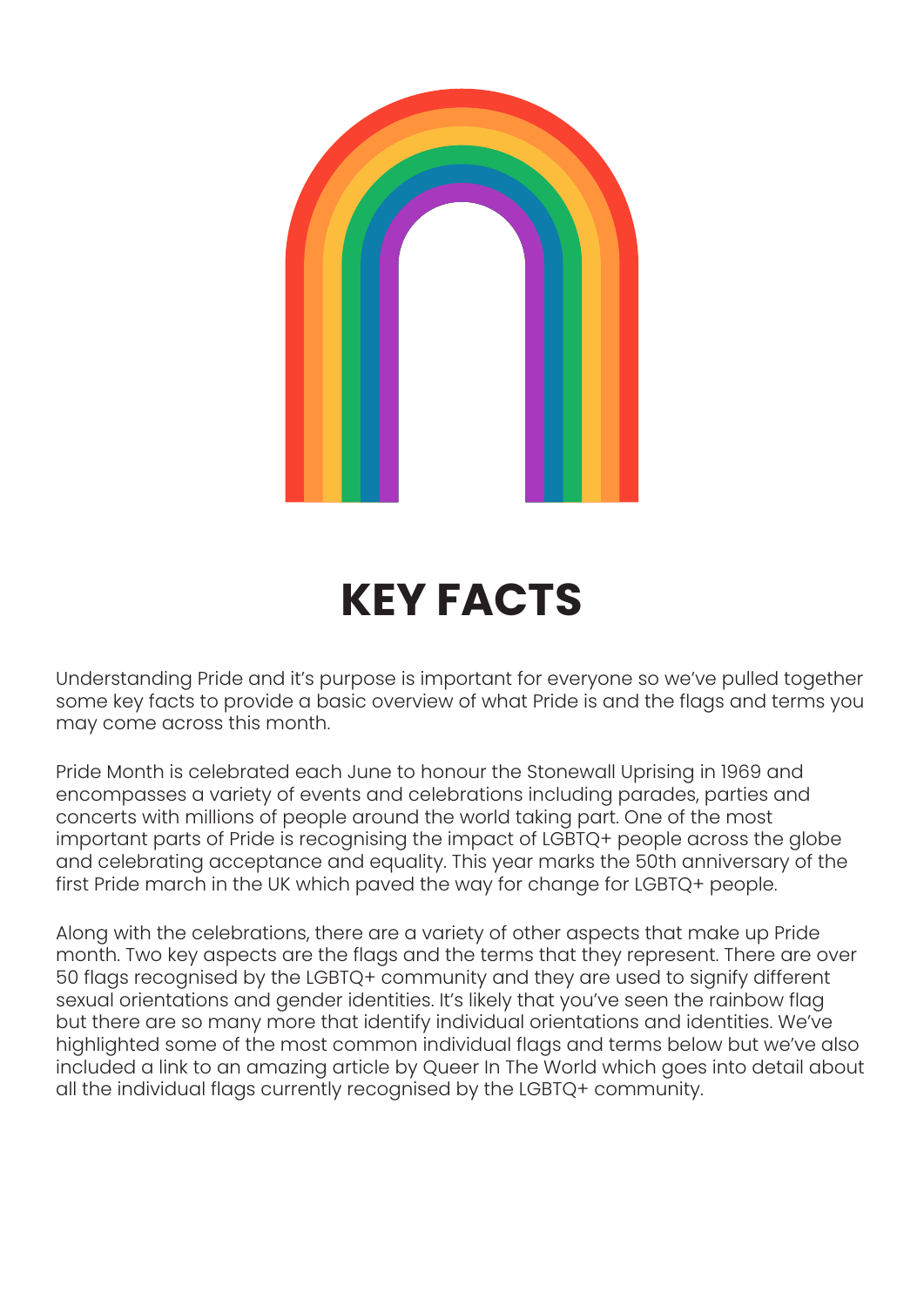# KEY FACTS

Understanding Pride and it's purpose is important for everyone so we've pulled together some key facts to provide a basic overview of what Pride is and the flags and terms you may come across this month.

Pride Month is celebrated each June to honour the Stonewall Uprising in 1969 and encompasses a variety of events and celebrations including parades, parties and concerts with millions of people around the world taking part. One of the most important parts of Pride is recognising the impact of LGBTQ+ people across the globe and celebrating acceptance and equality. This year marks the 50th anniversary of the first Pride march in the UK which paved the way for change for LGBTQ+ people.

Along with the celebrations, there are a variety of other aspects that make up Pride month. Two key aspects are the flags and the terms that they represent. There are over 50 flags recognised by the LGBTQ+ community and they are used to signify different sexual orientations and gender identities. It's likely that you've seen the rainbow flag but there are so many more that identify individual orientations and identities. We've highlighted some of the most common individual flags and terms below but we've also included a link to an amazing article by Queer In The World which goes into detail about all the individual flags currently recognised by the LGBTQ+ community.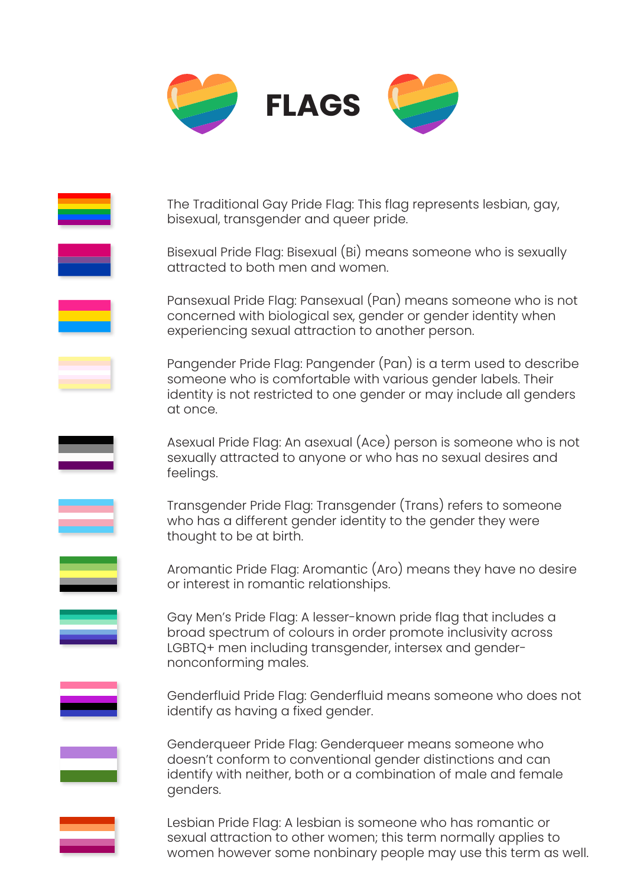# FLAGS

The Traditional Gay Pride Flag: This flag represents lesbian, gay, bisexual, transgender and queer pride.

Bisexual Pride Flag: Bisexual (Bi) means someone who is sexually attracted to both men and women.

Pansexual Pride Flag: Pansexual (Pan) means someone who is not concerned with biological sex, gender or gender identity when experiencing sexual attraction to another person.

Pangender Pride Flag: Pangender (Pan) is a term used to describe someone who is comfortable with various gender labels. Their identity is not restricted to one gender or may include all genders at once.

Asexual Pride Flag: An asexual (Ace) person is someone who is not sexually attracted to anyone or who has no sexual desires and feelings.

Transgender Pride Flag: Transgender (Trans) refers to someone who has a different gender identity to the gender they were thought to be at birth.

Aromantic Pride Flag: Aromantic (Aro) means they have no desire or interest in romantic relationships.

Gay Men's Pride Flag: A lesser-known pride flag that includes a broad spectrum of colours in order promote inclusivity across LGBTQ+ men including transgender, intersex and gender-nonconforming males.

Genderfluid Pride Flag: Genderfluid means someone who does not identify as having a fixed gender.

Genderqueer Pride Flag: Genderqueer means someone who doesn't conform to conventional gender distinctions and can identify with neither, both or a combination of male and female genders.

Lesbian Pride Flag: A lesbian is someone who has romantic or sexual attraction to other women; this term normally applies to women however some nonbinary people may use this term as well.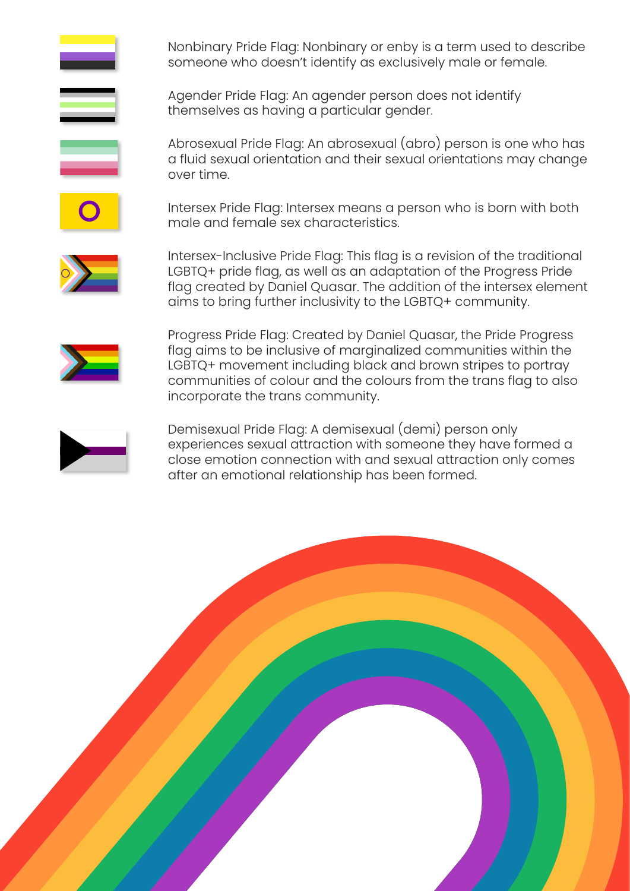Nonbinary Pride Flag: Nonbinary or enby is a term used to describe someone who doesn't identify as exclusively male or female.

Agender Pride Flag: An agender person does not identify themselves as having a particular gender.

Abrosexual Pride Flag: An abrosexual (abro) person is one who has a fluid sexual orientation and their sexual orientations may change over time.

Intersex Pride Flag: Intersex means a person who is born with both male and female sex characteristics.

Intersex-Inclusive Pride Flag: This flag is a revision of the traditional LGBTQ+ pride flag, as well as an adaptation of the Progress Pride flag created by Daniel Quasar. The addition of the intersex element aims to bring further inclusivity to the LGBTQ+ community.

Progress Pride Flag: Created by Daniel Quasar, the Pride Progress flag aims to be inclusive of marginalized communities within the LGBTQ+ movement including black and brown stripes to portray communities of colour and the colours from the trans flag to also incorporate the trans community.

Demisexual Pride Flag: A demisexual (demi) person only experiences sexual attraction with someone they have formed a close emotion connection with and sexual attraction only comes after an emotional relationship has been formed.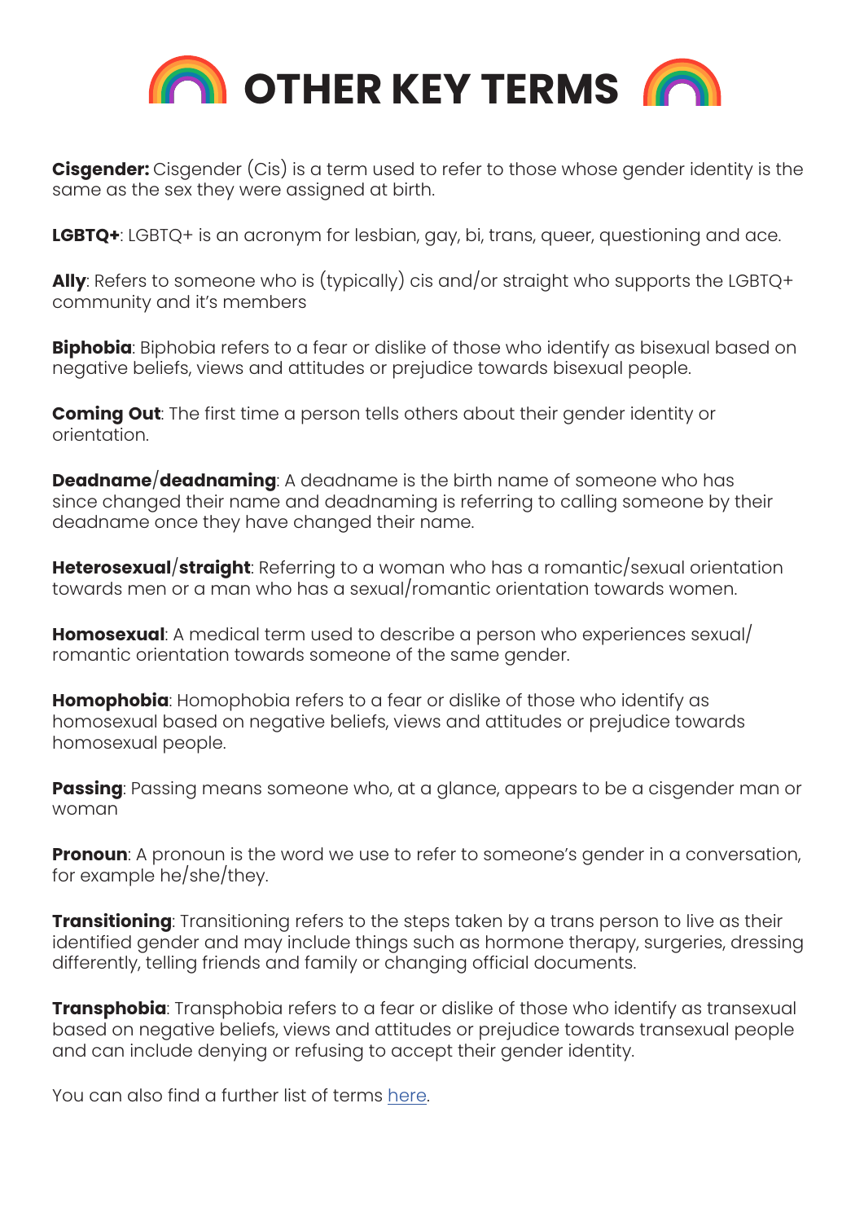# 🌈 OTHER KEY TERMS 🌈

**Cisgender:** Cisgender (Cis) is a term used to refer to those whose gender identity is the same as the sex they were assigned at birth.

**LGBTQ+**: LGBTQ+ is an acronym for lesbian, gay, bi, trans, queer, questioning and ace.

**Ally**: Refers to someone who is (typically) cis and/or straight who supports the LGBTQ+ community and it's members

**Biphobia**: Biphobia refers to a fear or dislike of those who identify as bisexual based on negative beliefs, views and attitudes or prejudice towards bisexual people.

**Coming Out**: The first time a person tells others about their gender identity or orientation.

**Deadname/deadnaming**: A deadname is the birth name of someone who has since changed their name and deadnaming is referring to calling someone by their deadname once they have changed their name.

**Heterosexual/straight**: Referring to a woman who has a romantic/sexual orientation towards men or a man who has a sexual/romantic orientation towards women.

**Homosexual**: A medical term used to describe a person who experiences sexual/ romantic orientation towards someone of the same gender.

**Homophobia**: Homophobia refers to a fear or dislike of those who identify as homosexual based on negative beliefs, views and attitudes or prejudice towards homosexual people.

**Passing**: Passing means someone who, at a glance, appears to be a cisgender man or woman

**Pronoun**: A pronoun is the word we use to refer to someone's gender in a conversation, for example he/she/they.

**Transitioning**: Transitioning refers to the steps taken by a trans person to live as their identified gender and may include things such as hormone therapy, surgeries, dressing differently, telling friends and family or changing official documents.

**Transphobia**: Transphobia refers to a fear or dislike of those who identify as transexual based on negative beliefs, views and attitudes or prejudice towards transexual people and can include denying or refusing to accept their gender identity.

You can also find a further list of terms here.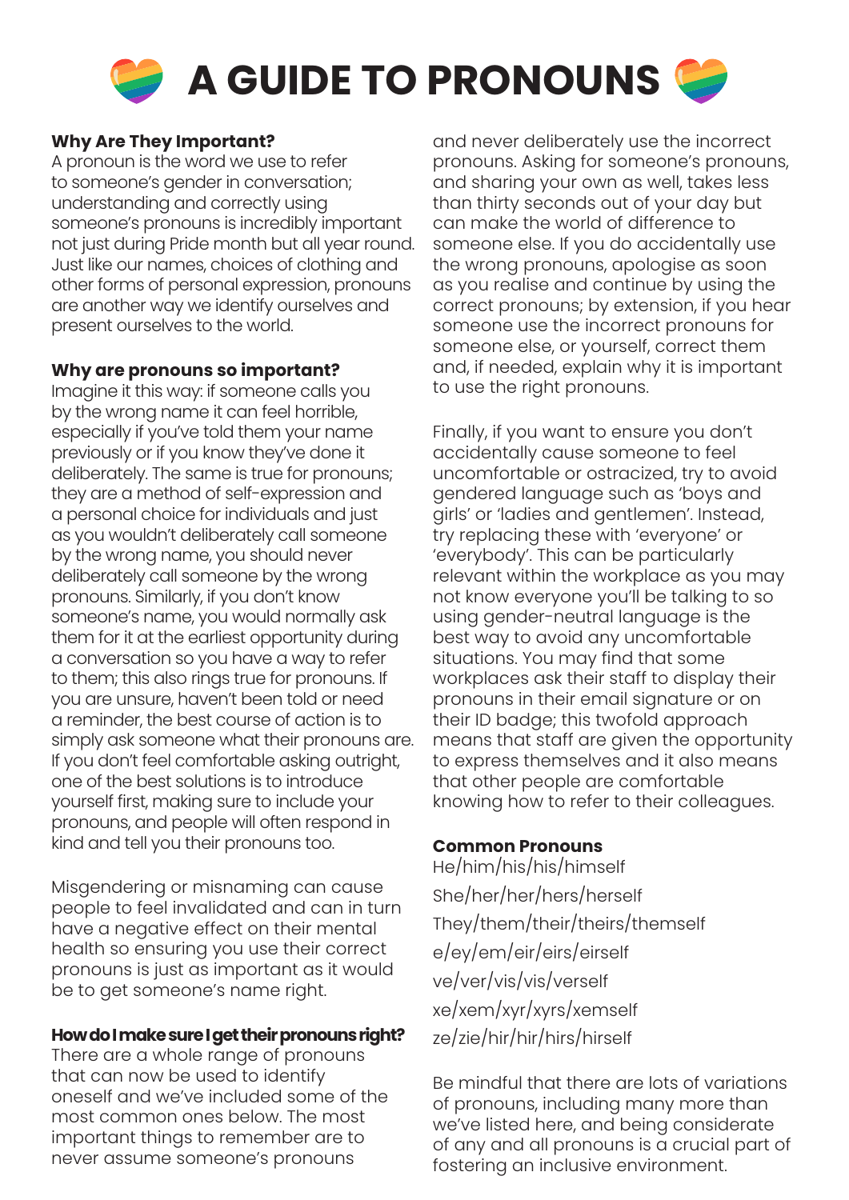# A GUIDE TO PRONOUNS

**Why Are They Important?**

A pronoun is the word we use to refer to someone's gender in conversation; understanding and correctly using someone's pronouns is incredibly important not just during Pride month but all year round. Just like our names, choices of clothing and other forms of personal expression, pronouns are another way we identify ourselves and present ourselves to the world.

**Why are pronouns so important?**

Imagine it this way: if someone calls you by the wrong name it can feel horrible, especially if you've told them your name previously or if you know they've done it deliberately. The same is true for pronouns; they are a method of self-expression and a personal choice for individuals and just as you wouldn't deliberately call someone by the wrong name, you should never deliberately call someone by the wrong pronouns. Similarly, if you don't know someone's name, you would normally ask them for it at the earliest opportunity during a conversation so you have a way to refer to them; this also rings true for pronouns. If you are unsure, haven't been told or need a reminder, the best course of action is to simply ask someone what their pronouns are. If you don't feel comfortable asking outright, one of the best solutions is to introduce yourself first, making sure to include your pronouns, and people will often respond in kind and tell you their pronouns too.

Misgendering or misnaming can cause people to feel invalidated and can in turn have a negative effect on their mental health so ensuring you use their correct pronouns is just as important as it would be to get someone's name right.

**How do I make sure I get their pronouns right?**

There are a whole range of pronouns that can now be used to identify oneself and we've included some of the most common ones below. The most important things to remember are to never assume someone's pronouns and never deliberately use the incorrect pronouns. Asking for someone's pronouns, and sharing your own as well, takes less than thirty seconds out of your day but can make the world of difference to someone else. If you do accidentally use the wrong pronouns, apologise as soon as you realise and continue by using the correct pronouns; by extension, if you hear someone use the incorrect pronouns for someone else, or yourself, correct them and, if needed, explain why it is important to use the right pronouns.

Finally, if you want to ensure you don't accidentally cause someone to feel uncomfortable or ostracized, try to avoid gendered language such as 'boys and girls' or 'ladies and gentlemen'. Instead, try replacing these with 'everyone' or 'everybody'. This can be particularly relevant within the workplace as you may not know everyone you'll be talking to so using gender-neutral language is the best way to avoid any uncomfortable situations. You may find that some workplaces ask their staff to display their pronouns in their email signature or on their ID badge; this twofold approach means that staff are given the opportunity to express themselves and it also means that other people are comfortable knowing how to refer to their colleagues.

**Common Pronouns**

He/him/his/his/himself

She/her/her/hers/herself

They/them/their/theirs/themself

e/ey/em/eir/eirs/eirself

ve/ver/vis/vis/verself

xe/xem/xyr/xyrs/xemself

ze/zie/hir/hir/hirs/hirself

Be mindful that there are lots of variations of pronouns, including many more than we've listed here, and being considerate of any and all pronouns is a crucial part of fostering an inclusive environment.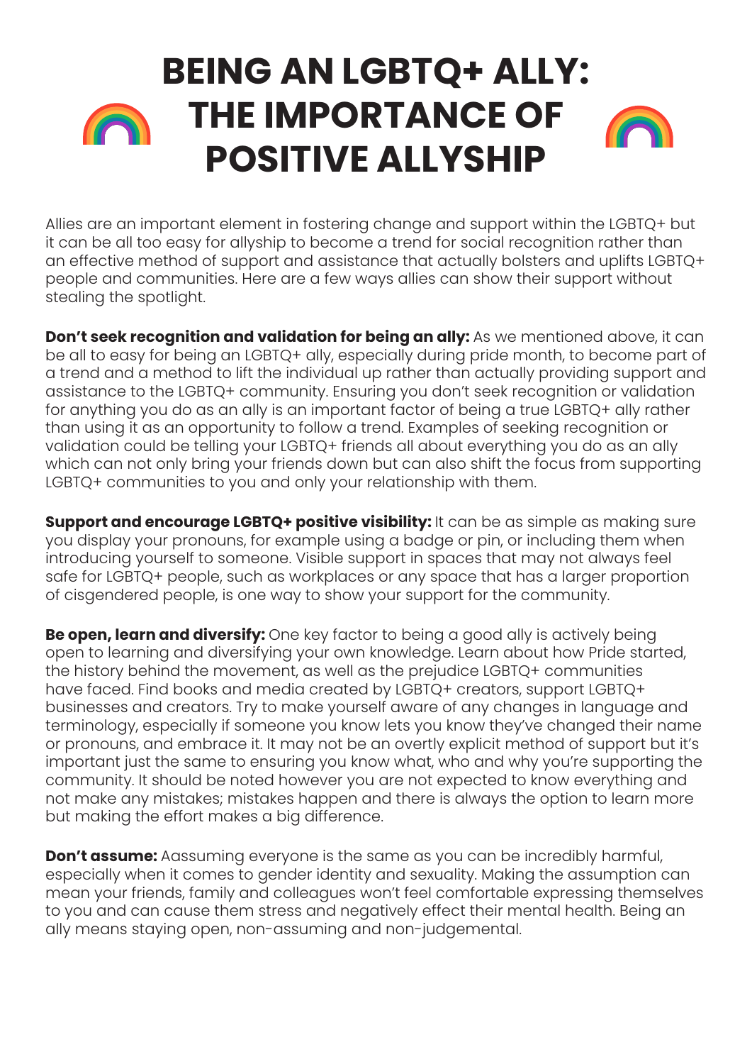# BEING AN LGBTQ+ ALLY: THE IMPORTANCE OF POSITIVE ALLYSHIP

Allies are an important element in fostering change and support within the LGBTQ+ but it can be all too easy for allyship to become a trend for social recognition rather than an effective method of support and assistance that actually bolsters and uplifts LGBTQ+ people and communities. Here are a few ways allies can show their support without stealing the spotlight.

**Don't seek recognition and validation for being an ally:** As we mentioned above, it can be all to easy for being an LGBTQ+ ally, especially during pride month, to become part of a trend and a method to lift the individual up rather than actually providing support and assistance to the LGBTQ+ community. Ensuring you don't seek recognition or validation for anything you do as an ally is an important factor of being a true LGBTQ+ ally rather than using it as an opportunity to follow a trend. Examples of seeking recognition or validation could be telling your LGBTQ+ friends all about everything you do as an ally which can not only bring your friends down but can also shift the focus from supporting LGBTQ+ communities to you and only your relationship with them.

**Support and encourage LGBTQ+ positive visibility:** It can be as simple as making sure you display your pronouns, for example using a badge or pin, or including them when introducing yourself to someone. Visible support in spaces that may not always feel safe for LGBTQ+ people, such as workplaces or any space that has a larger proportion of cisgendered people, is one way to show your support for the community.

**Be open, learn and diversify:** One key factor to being a good ally is actively being open to learning and diversifying your own knowledge. Learn about how Pride started, the history behind the movement, as well as the prejudice LGBTQ+ communities have faced. Find books and media created by LGBTQ+ creators, support LGBTQ+ businesses and creators. Try to make yourself aware of any changes in language and terminology, especially if someone you know lets you know they've changed their name or pronouns, and embrace it. It may not be an overtly explicit method of support but it's important just the same to ensuring you know what, who and why you're supporting the community. It should be noted however you are not expected to know everything and not make any mistakes; mistakes happen and there is always the option to learn more but making the effort makes a big difference.

**Don't assume:** Aassuming everyone is the same as you can be incredibly harmful, especially when it comes to gender identity and sexuality. Making the assumption can mean your friends, family and colleagues won't feel comfortable expressing themselves to you and can cause them stress and negatively effect their mental health. Being an ally means staying open, non-assuming and non-judgemental.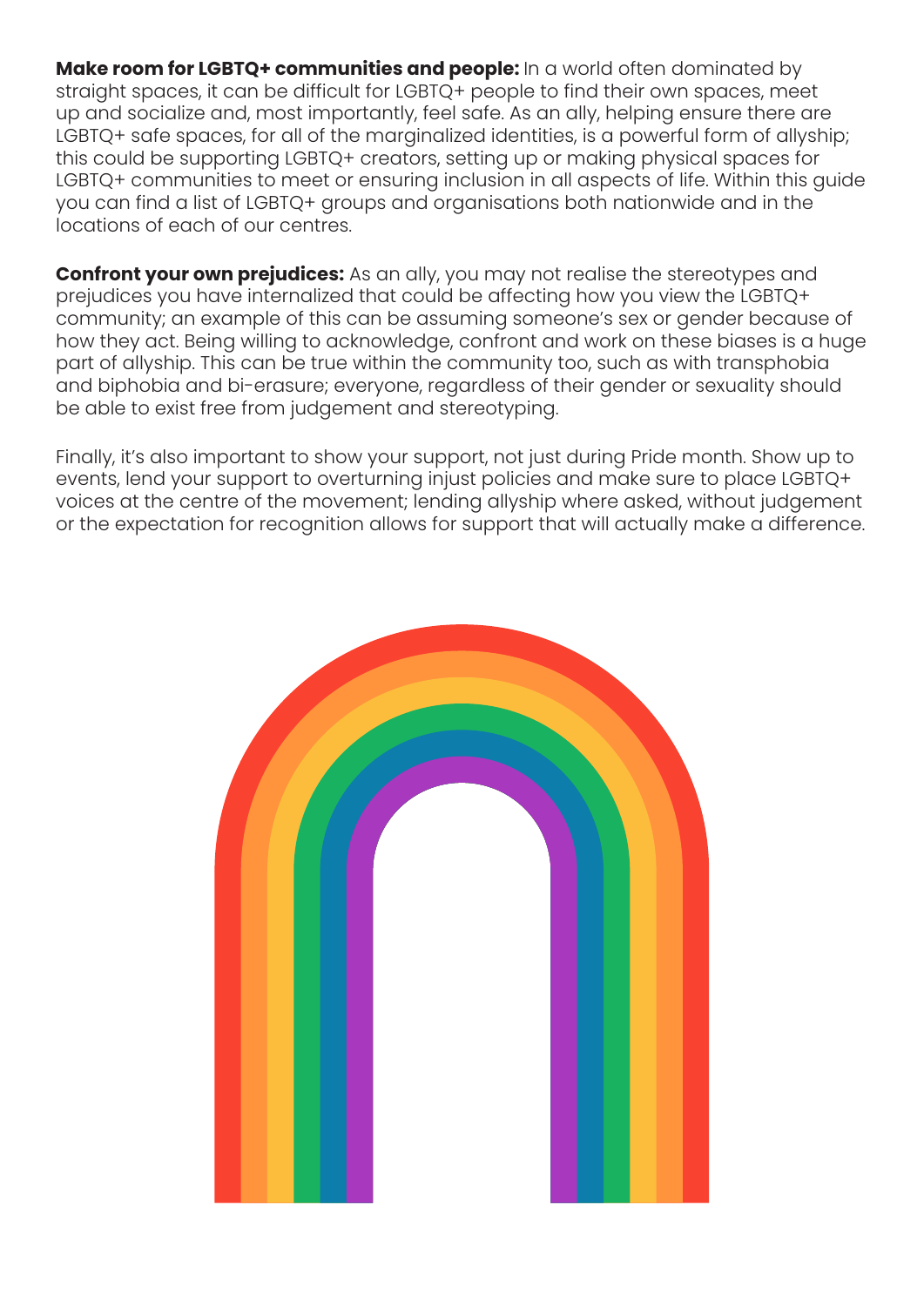**Make room for LGBTQ+ communities and people:** In a world often dominated by straight spaces, it can be difficult for LGBTQ+ people to find their own spaces, meet up and socialize and, most importantly, feel safe. As an ally, helping ensure there are LGBTQ+ safe spaces, for all of the marginalized identities, is a powerful form of allyship; this could be supporting LGBTQ+ creators, setting up or making physical spaces for LGBTQ+ communities to meet or ensuring inclusion in all aspects of life. Within this guide you can find a list of LGBTQ+ groups and organisations both nationwide and in the locations of each of our centres.

**Confront your own prejudices:** As an ally, you may not realise the stereotypes and prejudices you have internalized that could be affecting how you view the LGBTQ+ community; an example of this can be assuming someone's sex or gender because of how they act. Being willing to acknowledge, confront and work on these biases is a huge part of allyship. This can be true within the community too, such as with transphobia and biphobia and bi-erasure; everyone, regardless of their gender or sexuality should be able to exist free from judgement and stereotyping.

Finally, it's also important to show your support, not just during Pride month. Show up to events, lend your support to overturning injust policies and make sure to place LGBTQ+ voices at the centre of the movement; lending allyship where asked, without judgement or the expectation for recognition allows for support that will actually make a difference.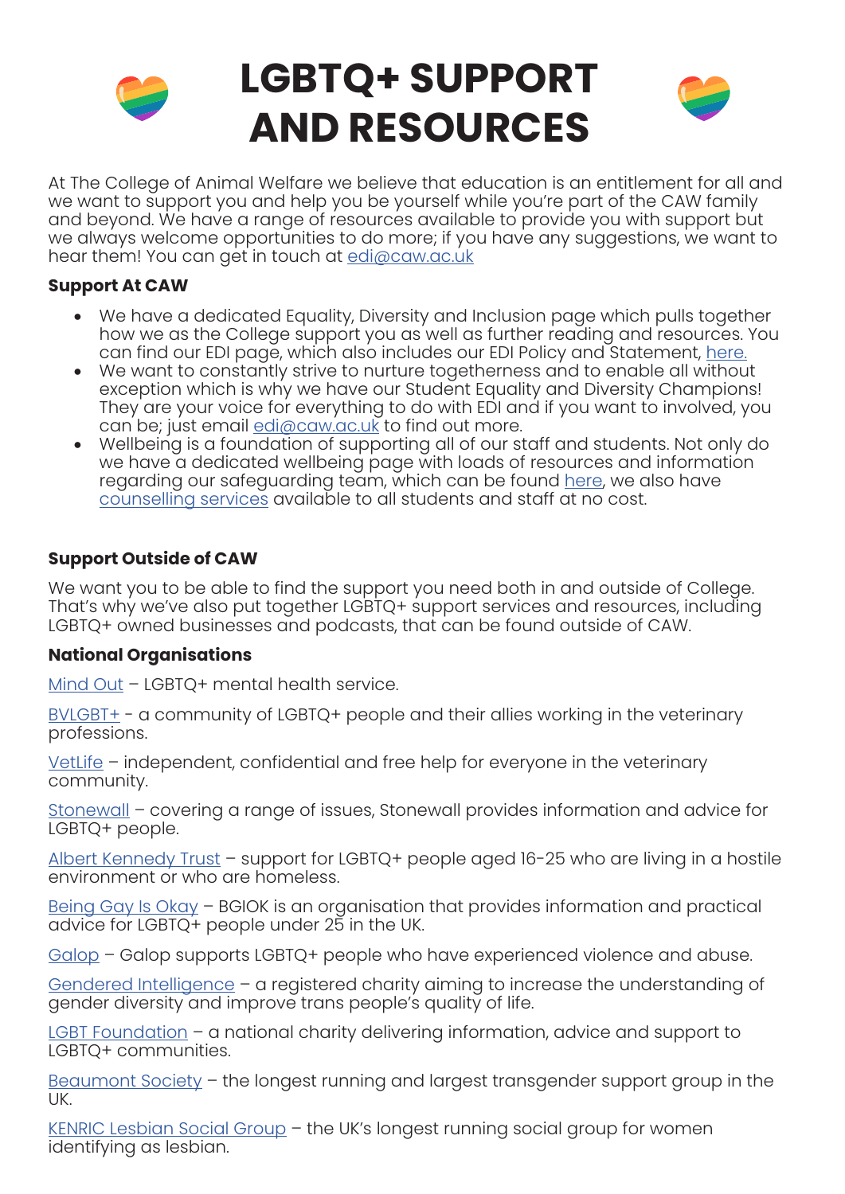# LGBTQ+ SUPPORT AND RESOURCES

At The College of Animal Welfare we believe that education is an entitlement for all and we want to support you and help you be yourself while you're part of the CAW family and beyond. We have a range of resources available to provide you with support but we always welcome opportunities to do more; if you have any suggestions, we want to hear them! You can get in touch at edi@caw.ac.uk

**Support At CAW**

- We have a dedicated Equality, Diversity and Inclusion page which pulls together how we as the College support you as well as further reading and resources. You can find our EDI page, which also includes our EDI Policy and Statement, here.
- We want to constantly strive to nurture togetherness and to enable all without exception which is why we have our Student Equality and Diversity Champions! They are your voice for everything to do with EDI and if you want to involved, you can be; just email edi@caw.ac.uk to find out more.
- Wellbeing is a foundation of supporting all of our staff and students. Not only do we have a dedicated wellbeing page with loads of resources and information regarding our safeguarding team, which can be found here, we also have counselling services available to all students and staff at no cost.

**Support Outside of CAW**

We want you to be able to find the support you need both in and outside of College. That's why we've also put together LGBTQ+ support services and resources, including LGBTQ+ owned businesses and podcasts, that can be found outside of CAW.

**National Organisations**

Mind Out – LGBTQ+ mental health service.

BVLGBT+ - a community of LGBTQ+ people and their allies working in the veterinary professions.

VetLife – independent, confidential and free help for everyone in the veterinary community.

Stonewall – covering a range of issues, Stonewall provides information and advice for LGBTQ+ people.

Albert Kennedy Trust – support for LGBTQ+ people aged 16-25 who are living in a hostile environment or who are homeless.

Being Gay Is Okay – BGIOK is an organisation that provides information and practical advice for LGBTQ+ people under 25 in the UK.

Galop – Galop supports LGBTQ+ people who have experienced violence and abuse.

Gendered Intelligence – a registered charity aiming to increase the understanding of gender diversity and improve trans people's quality of life.

LGBT Foundation – a national charity delivering information, advice and support to LGBTQ+ communities.

Beaumont Society – the longest running and largest transgender support group in the UK.

KENRIC Lesbian Social Group – the UK's longest running social group for women identifying as lesbian.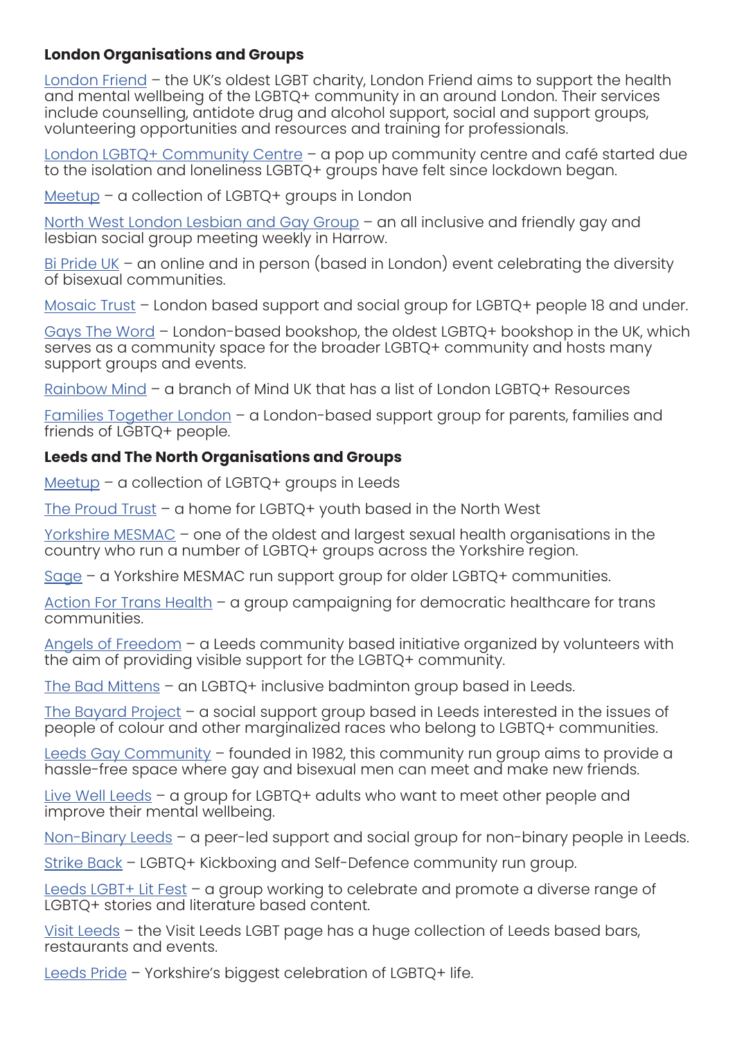**London Organisations and Groups**

London Friend – the UK's oldest LGBT charity, London Friend aims to support the health and mental wellbeing of the LGBTQ+ community in an around London. Their services include counselling, antidote drug and alcohol support, social and support groups, volunteering opportunities and resources and training for professionals.

London LGBTQ+ Community Centre – a pop up community centre and café started due to the isolation and loneliness LGBTQ+ groups have felt since lockdown began.

Meetup – a collection of LGBTQ+ groups in London

North West London Lesbian and Gay Group – an all inclusive and friendly gay and lesbian social group meeting weekly in Harrow.

Bi Pride UK – an online and in person (based in London) event celebrating the diversity of bisexual communities.

Mosaic Trust – London based support and social group for LGBTQ+ people 18 and under.

Gays The Word – London-based bookshop, the oldest LGBTQ+ bookshop in the UK, which serves as a community space for the broader LGBTQ+ community and hosts many support groups and events.

Rainbow Mind – a branch of Mind UK that has a list of London LGBTQ+ Resources

Families Together London – a London-based support group for parents, families and friends of LGBTQ+ people.

**Leeds and The North Organisations and Groups**

Meetup – a collection of LGBTQ+ groups in Leeds

The Proud Trust – a home for LGBTQ+ youth based in the North West

Yorkshire MESMAC – one of the oldest and largest sexual health organisations in the country who run a number of LGBTQ+ groups across the Yorkshire region.

Sage – a Yorkshire MESMAC run support group for older LGBTQ+ communities.

Action For Trans Health – a group campaigning for democratic healthcare for trans communities.

Angels of Freedom – a Leeds community based initiative organized by volunteers with the aim of providing visible support for the LGBTQ+ community.

The Bad Mittens – an LGBTQ+ inclusive badminton group based in Leeds.

The Bayard Project – a social support group based in Leeds interested in the issues of people of colour and other marginalized races who belong to LGBTQ+ communities.

Leeds Gay Community – founded in 1982, this community run group aims to provide a hassle-free space where gay and bisexual men can meet and make new friends.

Live Well Leeds – a group for LGBTQ+ adults who want to meet other people and improve their mental wellbeing.

Non-Binary Leeds – a peer-led support and social group for non-binary people in Leeds.

Strike Back – LGBTQ+ Kickboxing and Self-Defence community run group.

Leeds LGBT+ Lit Fest – a group working to celebrate and promote a diverse range of LGBTQ+ stories and literature based content.

Visit Leeds – the Visit Leeds LGBT page has a huge collection of Leeds based bars, restaurants and events.

Leeds Pride – Yorkshire's biggest celebration of LGBTQ+ life.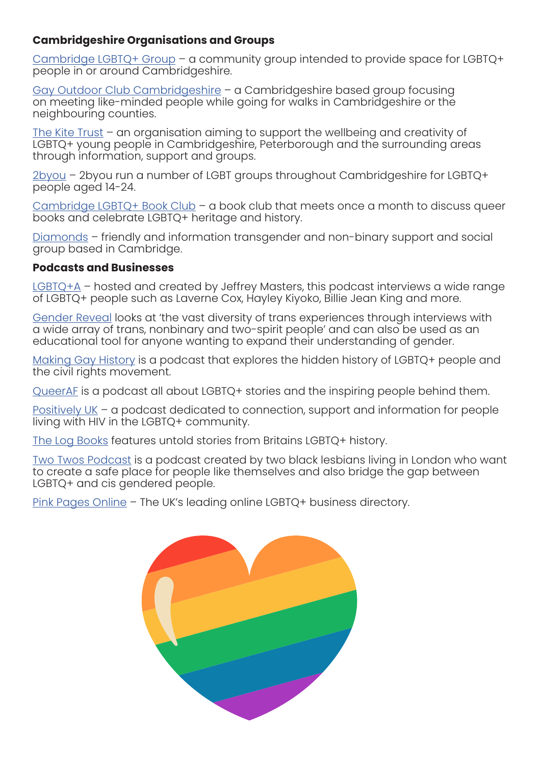**Cambridgeshire Organisations and Groups**

Cambridge LGBTQ+ Group – a community group intended to provide space for LGBTQ+ people in or around Cambridgeshire.

Gay Outdoor Club Cambridgeshire – a Cambridgeshire based group focusing on meeting like-minded people while going for walks in Cambridgeshire or the neighbouring counties.

The Kite Trust – an organisation aiming to support the wellbeing and creativity of LGBTQ+ young people in Cambridgeshire, Peterborough and the surrounding areas through information, support and groups.

2byou – 2byou run a number of LGBT groups throughout Cambridgeshire for LGBTQ+ people aged 14-24.

Cambridge LGBTQ+ Book Club – a book club that meets once a month to discuss queer books and celebrate LGBTQ+ heritage and history.

Diamonds – friendly and information transgender and non-binary support and social group based in Cambridge.

**Podcasts and Businesses**

LGBTQ+A – hosted and created by Jeffrey Masters, this podcast interviews a wide range of LGBTQ+ people such as Laverne Cox, Hayley Kiyoko, Billie Jean King and more.

Gender Reveal looks at 'the vast diversity of trans experiences through interviews with a wide array of trans, nonbinary and two-spirit people' and can also be used as an educational tool for anyone wanting to expand their understanding of gender.

Making Gay History is a podcast that explores the hidden history of LGBTQ+ people and the civil rights movement.

QueerAF is a podcast all about LGBTQ+ stories and the inspiring people behind them.

Positively UK – a podcast dedicated to connection, support and information for people living with HIV in the LGBTQ+ community.

The Log Books features untold stories from Britains LGBTQ+ history.

Two Twos Podcast is a podcast created by two black lesbians living in London who want to create a safe place for people like themselves and also bridge the gap between LGBTQ+ and cis gendered people.

Pink Pages Online – The UK's leading online LGBTQ+ business directory.